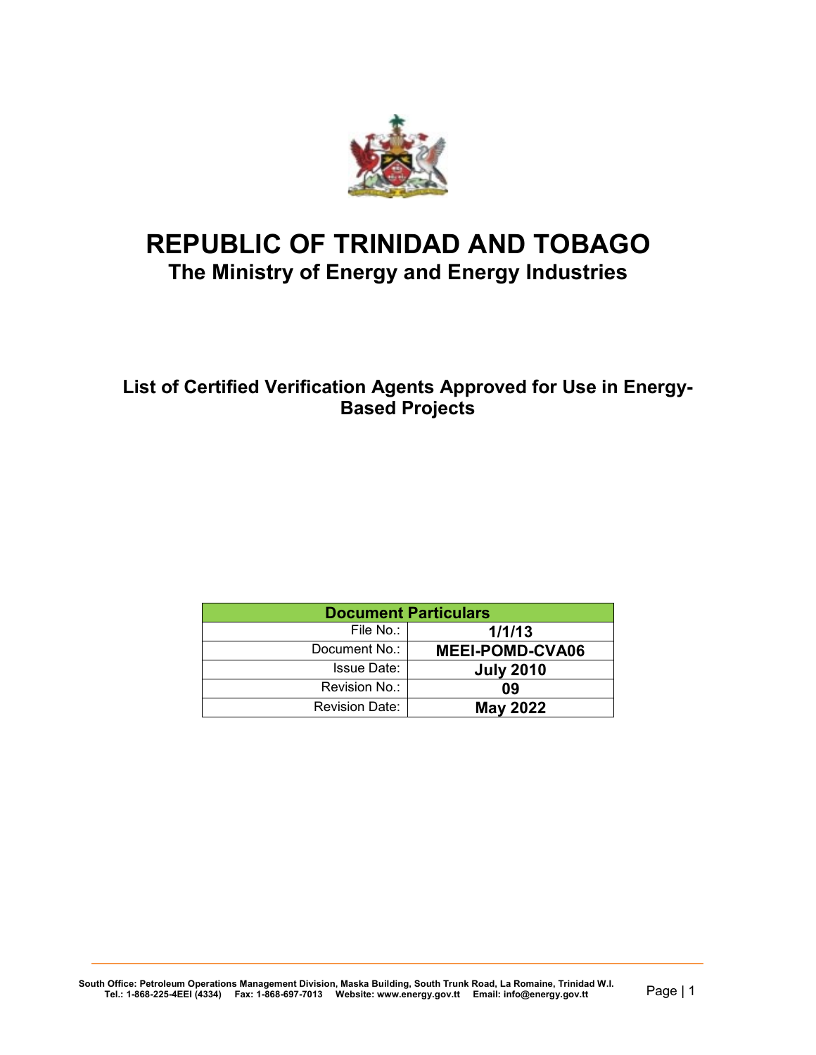# REPUBLIC OF TRINIDAD AND TOBAGO

## The Ministry of Energy and Energy Industries

### List of Certified Verification Agents Approved for Use in Energy-Based Projects

| Document Particulars | |
|---|---|
| File No.: | **1/1/13** |
| Document No.: | **MEEI-POMD-CVA06** |
| Issue Date: | **July 2010** |
| Revision No.: | **09** |
| Revision Date: | **May 2022** |

South Office: Petroleum Operations Management Division, Maska Building, South Trunk Road, La Romaine, Trinidad W.I.
Tel.: 1-868-225-4EEI (4334) Fax: 1-868-697-7013 Website: www.energy.gov.tt Email: info@energy.gov.tt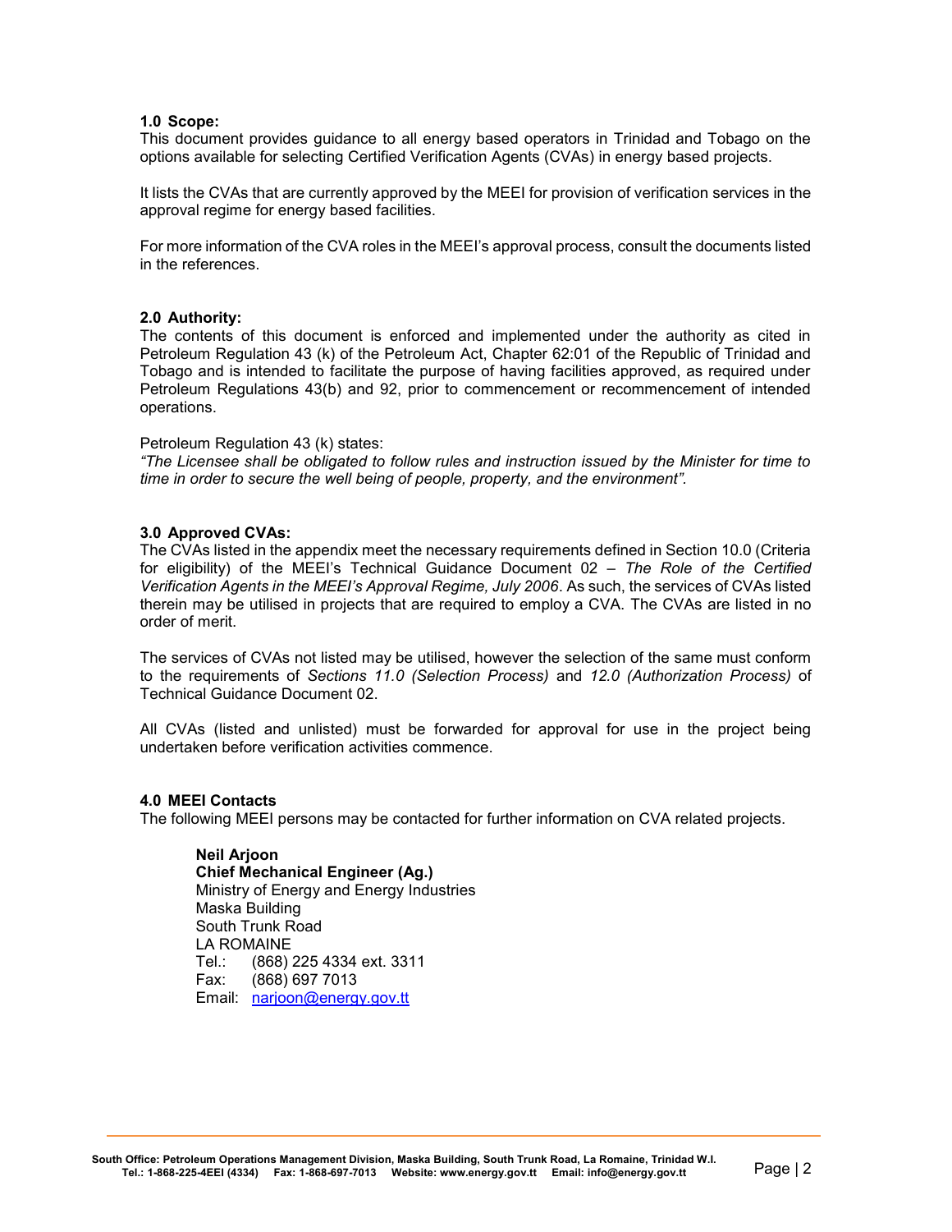## 1.0 Scope:

This document provides guidance to all energy based operators in Trinidad and Tobago on the options available for selecting Certified Verification Agents (CVAs) in energy based projects.

It lists the CVAs that are currently approved by the MEEI for provision of verification services in the approval regime for energy based facilities.

For more information of the CVA roles in the MEEI's approval process, consult the documents listed in the references.

## 2.0 Authority:

The contents of this document is enforced and implemented under the authority as cited in Petroleum Regulation 43 (k) of the Petroleum Act, Chapter 62:01 of the Republic of Trinidad and Tobago and is intended to facilitate the purpose of having facilities approved, as required under Petroleum Regulations 43(b) and 92, prior to commencement or recommencement of intended operations.

Petroleum Regulation 43 (k) states:

*"The Licensee shall be obligated to follow rules and instruction issued by the Minister for time to time in order to secure the well being of people, property, and the environment".*

## 3.0 Approved CVAs:

The CVAs listed in the appendix meet the necessary requirements defined in Section 10.0 (Criteria for eligibility) of the MEEI's Technical Guidance Document 02 – *The Role of the Certified Verification Agents in the MEEI's Approval Regime, July 2006*. As such, the services of CVAs listed therein may be utilised in projects that are required to employ a CVA. The CVAs are listed in no order of merit.

The services of CVAs not listed may be utilised, however the selection of the same must conform to the requirements of *Sections 11.0 (Selection Process)* and *12.0 (Authorization Process)* of Technical Guidance Document 02.

All CVAs (listed and unlisted) must be forwarded for approval for use in the project being undertaken before verification activities commence.

## 4.0 MEEI Contacts

The following MEEI persons may be contacted for further information on CVA related projects.

**Neil Arjoon**
**Chief Mechanical Engineer (Ag.)**
Ministry of Energy and Energy Industries
Maska Building
South Trunk Road
LA ROMAINE
Tel.: (868) 225 4334 ext. 3311
Fax: (868) 697 7013
Email: narjoon@energy.gov.tt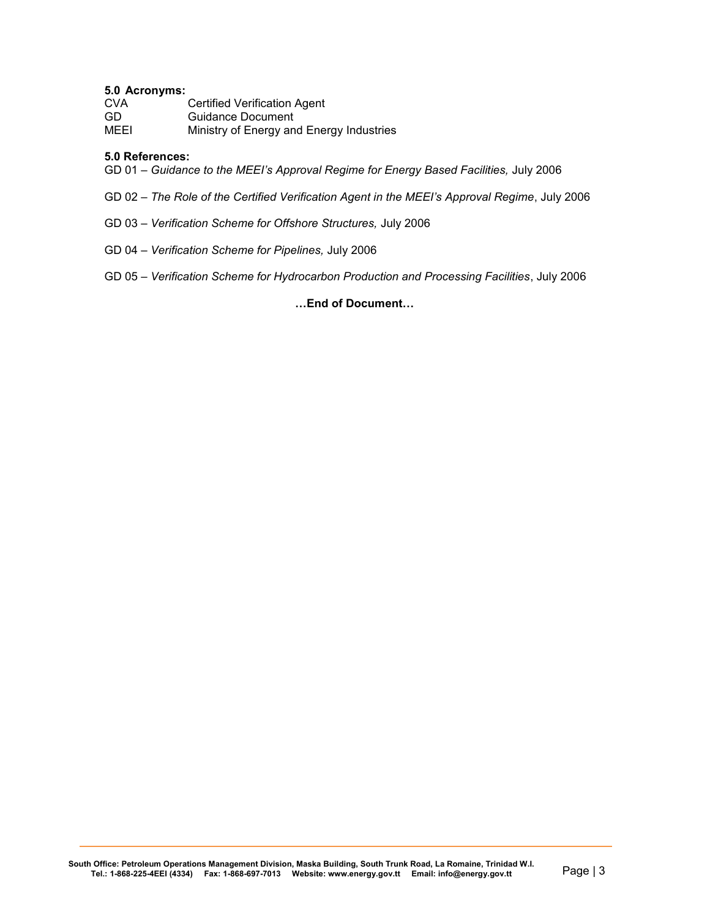### 5.0 Acronyms:

| | |
|---|---|
| CVA | Certified Verification Agent |
| GD | Guidance Document |
| MEEI | Ministry of Energy and Energy Industries |

### 5.0 References:

GD 01 – *Guidance to the MEEI's Approval Regime for Energy Based Facilities,* July 2006

GD 02 – *The Role of the Certified Verification Agent in the MEEI's Approval Regime*, July 2006

GD 03 – *Verification Scheme for Offshore Structures,* July 2006

GD 04 – *Verification Scheme for Pipelines,* July 2006

GD 05 – *Verification Scheme for Hydrocarbon Production and Processing Facilities*, July 2006

**…End of Document…**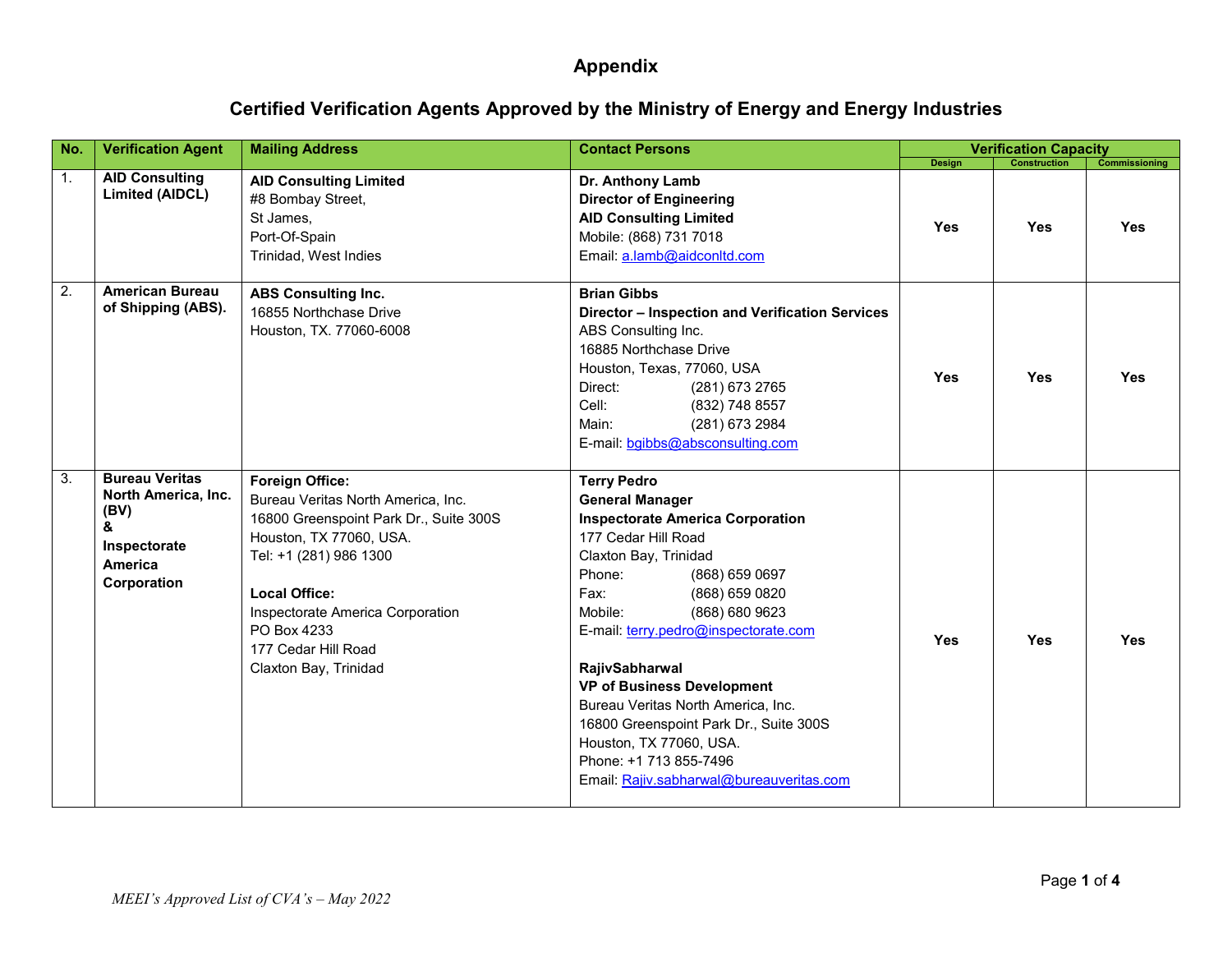# Appendix

## Certified Verification Agents Approved by the Ministry of Energy and Energy Industries

| No. | Verification Agent | Mailing Address | Contact Persons | Verification Capacity | | |
|---|---|---|---|---|---|---|
| | | | | Design | Construction | Commissioning |
| 1. | **AID Consulting Limited (AIDCL)** | **AID Consulting Limited**<br>#8 Bombay Street,<br>St James,<br>Port-Of-Spain<br>Trinidad, West Indies | **Dr. Anthony Lamb**<br>**Director of Engineering**<br>**AID Consulting Limited**<br>Mobile: (868) 731 7018<br>Email: a.lamb@aidconltd.com | **Yes** | **Yes** | **Yes** |
| 2. | **American Bureau of Shipping (ABS).** | **ABS Consulting Inc.**<br>16855 Northchase Drive<br>Houston, TX. 77060-6008 | **Brian Gibbs**<br>**Director – Inspection and Verification Services**<br>ABS Consulting Inc.<br>16885 Northchase Drive<br>Houston, Texas, 77060, USA<br>Direct: (281) 673 2765<br>Cell: (832) 748 8557<br>Main: (281) 673 2984<br>E-mail: bgibbs@absconsulting.com | **Yes** | **Yes** | **Yes** |
| 3. | **Bureau Veritas North America, Inc. (BV)**<br>**&**<br>**Inspectorate America Corporation** | **Foreign Office:**<br>Bureau Veritas North America, Inc.<br>16800 Greenspoint Park Dr., Suite 300S<br>Houston, TX 77060, USA.<br>Tel: +1 (281) 986 1300<br><br>**Local Office:**<br>Inspectorate America Corporation<br>PO Box 4233<br>177 Cedar Hill Road<br>Claxton Bay, Trinidad | **Terry Pedro**<br>**General Manager**<br>**Inspectorate America Corporation**<br>177 Cedar Hill Road<br>Claxton Bay, Trinidad<br>Phone: (868) 659 0697<br>Fax: (868) 659 0820<br>Mobile: (868) 680 9623<br>E-mail: terry.pedro@inspectorate.com<br><br>**RajivSabharwal**<br>**VP of Business Development**<br>Bureau Veritas North America, Inc.<br>16800 Greenspoint Park Dr., Suite 300S<br>Houston, TX 77060, USA.<br>Phone: +1 713 855-7496<br>Email: Rajiv.sabharwal@bureauveritas.com | **Yes** | **Yes** | **Yes** |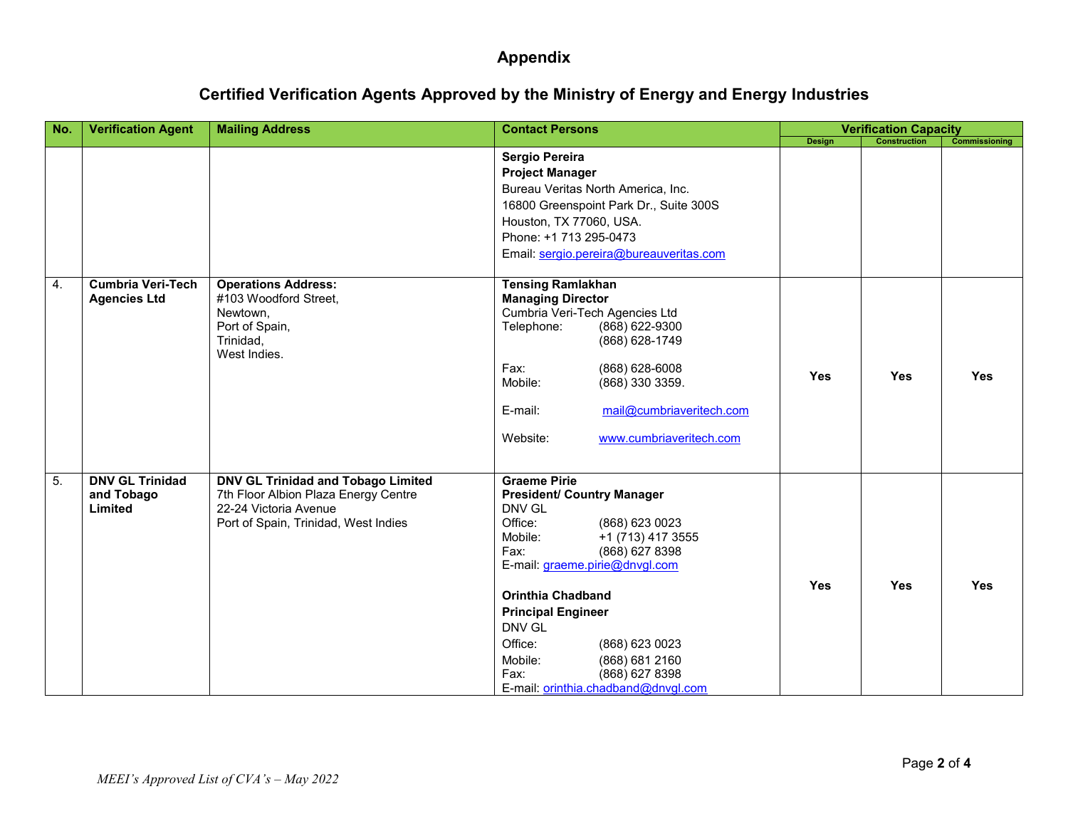# Appendix

## Certified Verification Agents Approved by the Ministry of Energy and Energy Industries

| No. | Verification Agent | Mailing Address | Contact Persons | Verification Capacity | | |
|---|---|---|---|---|---|---|
| | | | | Design | Construction | Commissioning |
| | | | **Sergio Pereira**<br>**Project Manager**<br>Bureau Veritas North America, Inc.<br>16800 Greenspoint Park Dr., Suite 300S<br>Houston, TX 77060, USA.<br>Phone: +1 713 295-0473<br>Email: sergio.pereira@bureauveritas.com | | | |
| 4. | **Cumbria Veri-Tech Agencies Ltd** | **Operations Address:**<br>#103 Woodford Street,<br>Newtown,<br>Port of Spain,<br>Trinidad,<br>West Indies. | **Tensing Ramlakhan**<br>**Managing Director**<br>Cumbria Veri-Tech Agencies Ltd<br>Telephone: (868) 622-9300<br>(868) 628-1749<br>Fax: (868) 628-6008<br>Mobile: (868) 330 3359.<br>E-mail: mail@cumbriaveritech.com<br>Website: www.cumbriaveritech.com | **Yes** | **Yes** | **Yes** |
| 5. | **DNV GL Trinidad and Tobago Limited** | **DNV GL Trinidad and Tobago Limited**<br>7th Floor Albion Plaza Energy Centre<br>22-24 Victoria Avenue<br>Port of Spain, Trinidad, West Indies | **Graeme Pirie**<br>**President/ Country Manager**<br>DNV GL<br>Office: (868) 623 0023<br>Mobile: +1 (713) 417 3555<br>Fax: (868) 627 8398<br>E-mail: graeme.pirie@dnvgl.com<br><br>**Orinthia Chadband**<br>**Principal Engineer**<br>DNV GL<br>Office: (868) 623 0023<br>Mobile: (868) 681 2160<br>Fax: (868) 627 8398<br>E-mail: orinthia.chadband@dnvgl.com | **Yes** | **Yes** | **Yes** |

*MEEI's Approved List of CVA's – May 2022*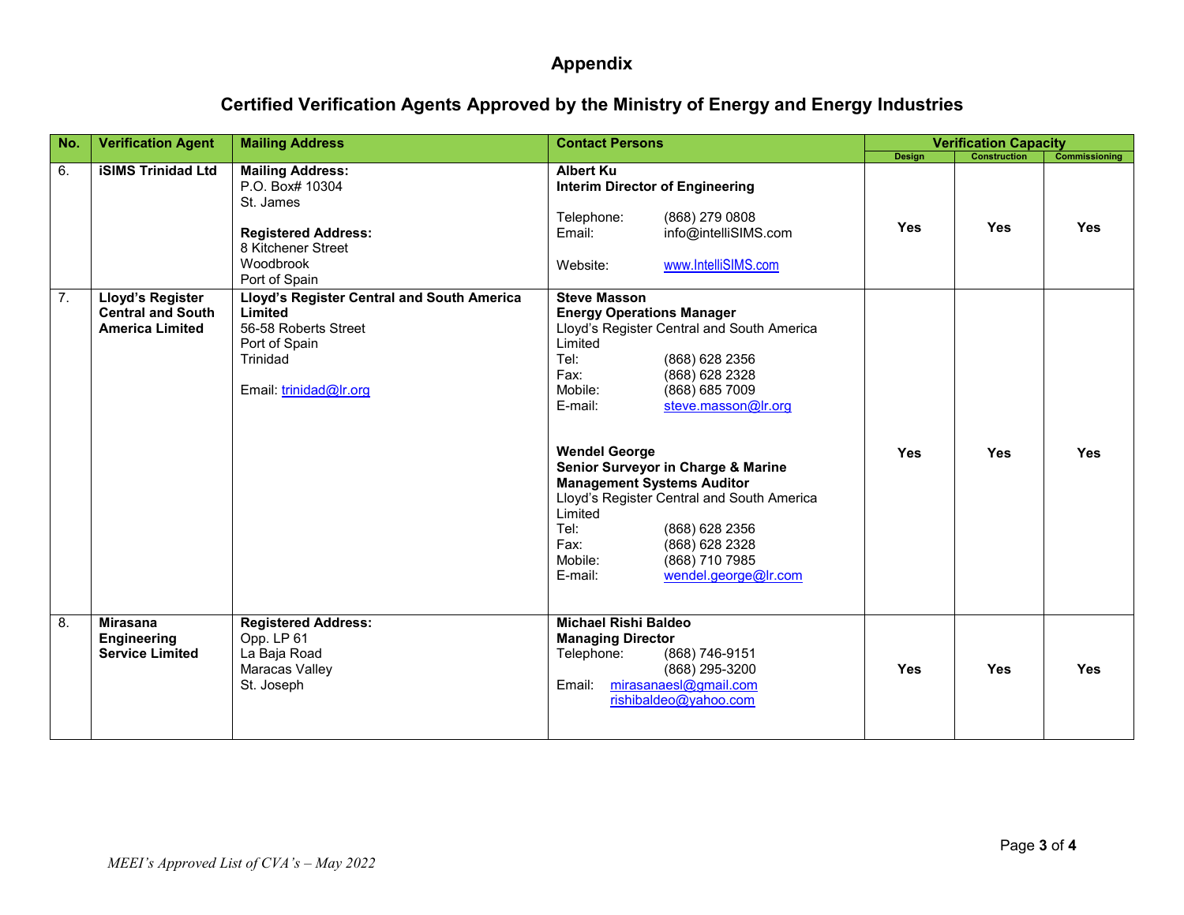# Appendix

## Certified Verification Agents Approved by the Ministry of Energy and Energy Industries

| No. | Verification Agent | Mailing Address | Contact Persons | Verification Capacity | | |
|---|---|---|---|---|---|---|
| | | | | Design | Construction | Commissioning |
| 6. | **iSIMS Trinidad Ltd** | **Mailing Address:**<br>P.O. Box# 10304<br>St. James<br><br>**Registered Address:**<br>8 Kitchener Street<br>Woodbrook<br>Port of Spain | **Albert Ku**<br>**Interim Director of Engineering**<br><br>Telephone: (868) 279 0808<br>Email: info@intelliSIMS.com<br><br>Website: www.IntelliSIMS.com | **Yes** | **Yes** | **Yes** |
| 7. | **Lloyd's Register Central and South America Limited** | **Lloyd's Register Central and South America Limited**<br>56-58 Roberts Street<br>Port of Spain<br>Trinidad<br><br>Email: trinidad@lr.org | **Steve Masson**<br>**Energy Operations Manager**<br>Lloyd's Register Central and South America Limited<br>Tel: (868) 628 2356<br>Fax: (868) 628 2328<br>Mobile: (868) 685 7009<br>E-mail: steve.masson@lr.org<br><br>**Wendel George**<br>**Senior Surveyor in Charge & Marine Management Systems Auditor**<br>Lloyd's Register Central and South America Limited<br>Tel: (868) 628 2356<br>Fax: (868) 628 2328<br>Mobile: (868) 710 7985<br>E-mail: wendel.george@lr.com | **Yes** | **Yes** | **Yes** |
| 8. | **Mirasana Engineering Service Limited** | **Registered Address:**<br>Opp. LP 61<br>La Baja Road<br>Maracas Valley<br>St. Joseph | **Michael Rishi Baldeo**<br>**Managing Director**<br>Telephone: (868) 746-9151<br>(868) 295-3200<br>Email: mirasanaesl@gmail.com<br>rishibaldeo@yahoo.com | **Yes** | **Yes** | **Yes** |

*MEEI's Approved List of CVA's – May 2022*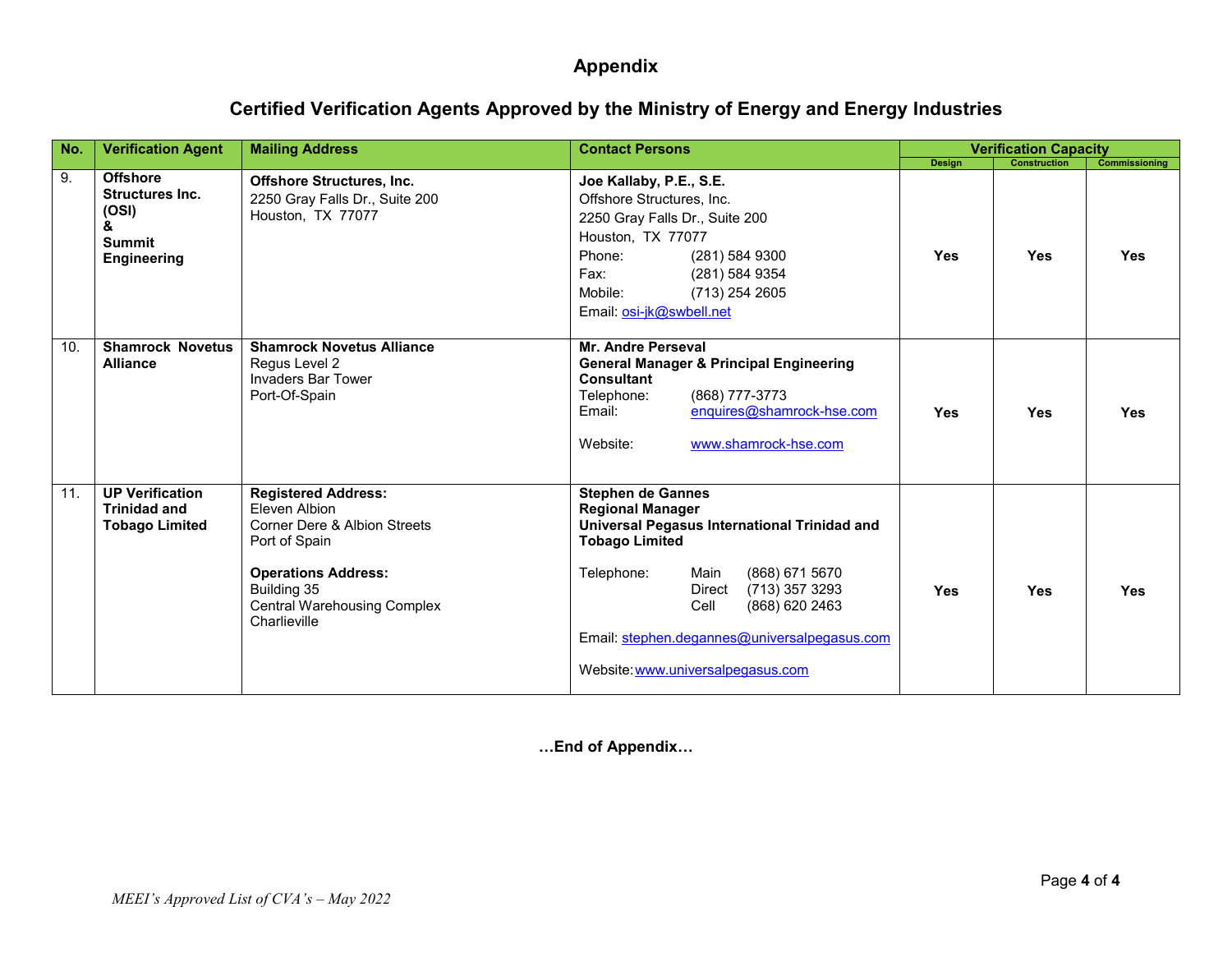# Appendix

## Certified Verification Agents Approved by the Ministry of Energy and Energy Industries

| No. | Verification Agent | Mailing Address | Contact Persons | Verification Capacity | | |
|---|---|---|---|---|---|---|
| | | | | Design | Construction | Commissioning |
| 9. | **Offshore Structures Inc. (OSI) & Summit Engineering** | **Offshore Structures, Inc.**<br>2250 Gray Falls Dr., Suite 200<br>Houston, TX 77077 | **Joe Kallaby, P.E., S.E.**<br>Offshore Structures, Inc.<br>2250 Gray Falls Dr., Suite 200<br>Houston, TX 77077<br>Phone: (281) 584 9300<br>Fax: (281) 584 9354<br>Mobile: (713) 254 2605<br>Email: osi-jk@swbell.net | **Yes** | **Yes** | **Yes** |
| 10. | **Shamrock Novetus Alliance** | **Shamrock Novetus Alliance**<br>Regus Level 2<br>Invaders Bar Tower<br>Port-Of-Spain | **Mr. Andre Perseval**<br>**General Manager & Principal Engineering Consultant**<br>Telephone: (868) 777-3773<br>Email: enquires@shamrock-hse.com<br><br>Website: www.shamrock-hse.com | **Yes** | **Yes** | **Yes** |
| 11. | **UP Verification Trinidad and Tobago Limited** | **Registered Address:**<br>Eleven Albion<br>Corner Dere & Albion Streets<br>Port of Spain<br><br>**Operations Address:**<br>Building 35<br>Central Warehousing Complex<br>Charlieville | **Stephen de Gannes**<br>**Regional Manager**<br>**Universal Pegasus International Trinidad and Tobago Limited**<br><br>Telephone: Main (868) 671 5670<br>Direct (713) 357 3293<br>Cell (868) 620 2463<br><br>Email: stephen.degannes@universalpegasus.com<br><br>Website: www.universalpegasus.com | **Yes** | **Yes** | **Yes** |

**…End of Appendix…**